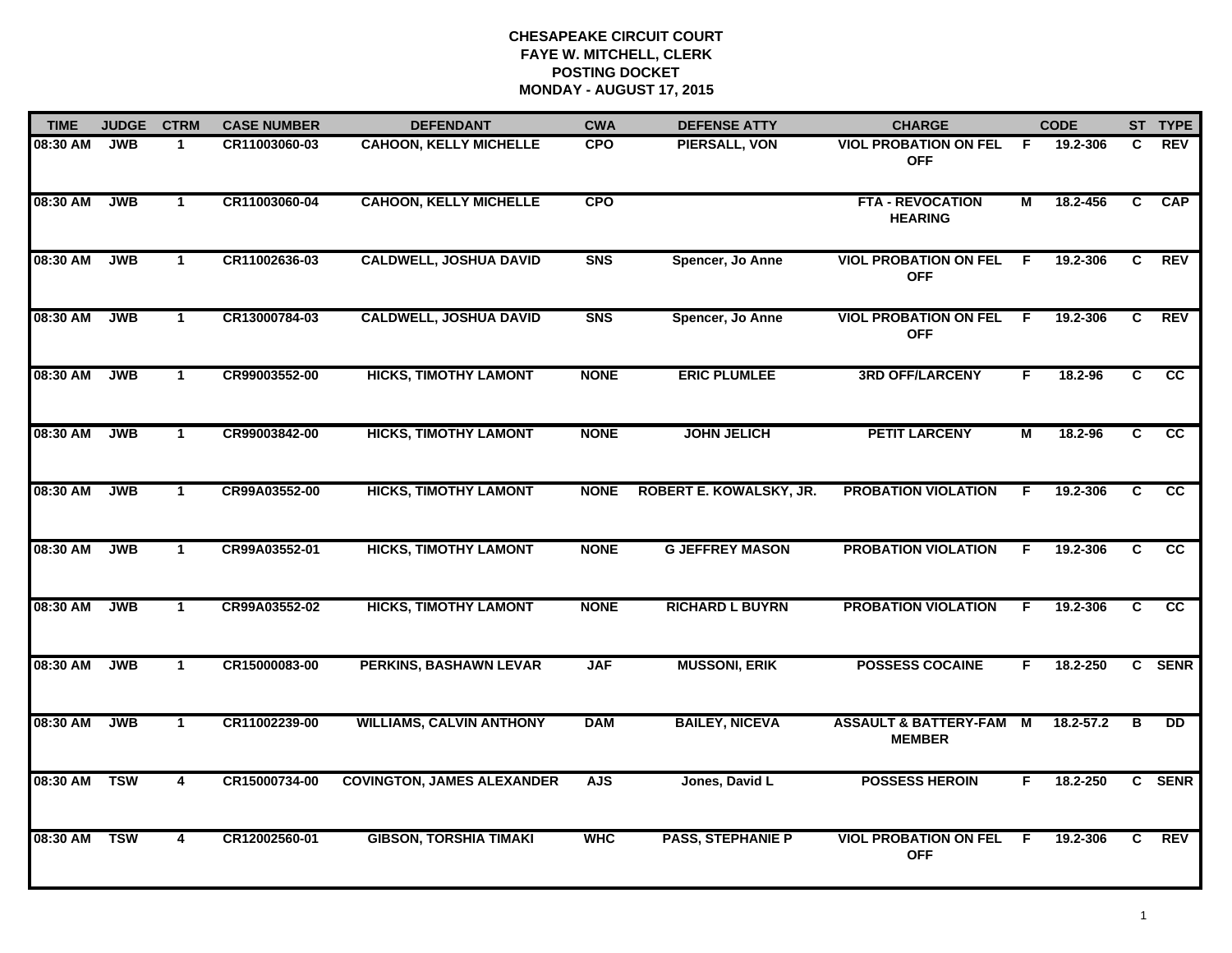# CHESAPEAKE CIRCUIT COURT
## FAYE W. MITCHELL, CLERK
## POSTING DOCKET
## MONDAY - AUGUST 17, 2015

| TIME | JUDGE | CTRM | CASE NUMBER | DEFENDANT | CWA | DEFENSE ATTY | CHARGE | | CODE | ST | TYPE |
|---|---|---|---|---|---|---|---|---|---|---|---|
| 08:30 AM | JWB | 1 | CR11003060-03 | CAHOON, KELLY MICHELLE | CPO | PIERSALL, VON | VIOL PROBATION ON FEL OFF | F | 19.2-306 | C | REV |
| 08:30 AM | JWB | 1 | CR11003060-04 | CAHOON, KELLY MICHELLE | CPO | | FTA - REVOCATION HEARING | M | 18.2-456 | C | CAP |
| 08:30 AM | JWB | 1 | CR11002636-03 | CALDWELL, JOSHUA DAVID | SNS | Spencer, Jo Anne | VIOL PROBATION ON FEL OFF | F | 19.2-306 | C | REV |
| 08:30 AM | JWB | 1 | CR13000784-03 | CALDWELL, JOSHUA DAVID | SNS | Spencer, Jo Anne | VIOL PROBATION ON FEL OFF | F | 19.2-306 | C | REV |
| 08:30 AM | JWB | 1 | CR99003552-00 | HICKS, TIMOTHY LAMONT | NONE | ERIC PLUMLEE | 3RD OFF/LARCENY | F | 18.2-96 | C | CC |
| 08:30 AM | JWB | 1 | CR99003842-00 | HICKS, TIMOTHY LAMONT | NONE | JOHN JELICH | PETIT LARCENY | M | 18.2-96 | C | CC |
| 08:30 AM | JWB | 1 | CR99A03552-00 | HICKS, TIMOTHY LAMONT | NONE | ROBERT E. KOWALSKY, JR. | PROBATION VIOLATION | F | 19.2-306 | C | CC |
| 08:30 AM | JWB | 1 | CR99A03552-01 | HICKS, TIMOTHY LAMONT | NONE | G JEFFREY MASON | PROBATION VIOLATION | F | 19.2-306 | C | CC |
| 08:30 AM | JWB | 1 | CR99A03552-02 | HICKS, TIMOTHY LAMONT | NONE | RICHARD L BUYRN | PROBATION VIOLATION | F | 19.2-306 | C | CC |
| 08:30 AM | JWB | 1 | CR15000083-00 | PERKINS, BASHAWN LEVAR | JAF | MUSSONI, ERIK | POSSESS COCAINE | F | 18.2-250 | C | SENR |
| 08:30 AM | JWB | 1 | CR11002239-00 | WILLIAMS, CALVIN ANTHONY | DAM | BAILEY, NICEVA | ASSAULT & BATTERY-FAM MEMBER | M | 18.2-57.2 | B | DD |
| 08:30 AM | TSW | 4 | CR15000734-00 | COVINGTON, JAMES ALEXANDER | AJS | Jones, David L | POSSESS HEROIN | F | 18.2-250 | C | SENR |
| 08:30 AM | TSW | 4 | CR12002560-01 | GIBSON, TORSHIA TIMAKI | WHC | PASS, STEPHANIE P | VIOL PROBATION ON FEL OFF | F | 19.2-306 | C | REV |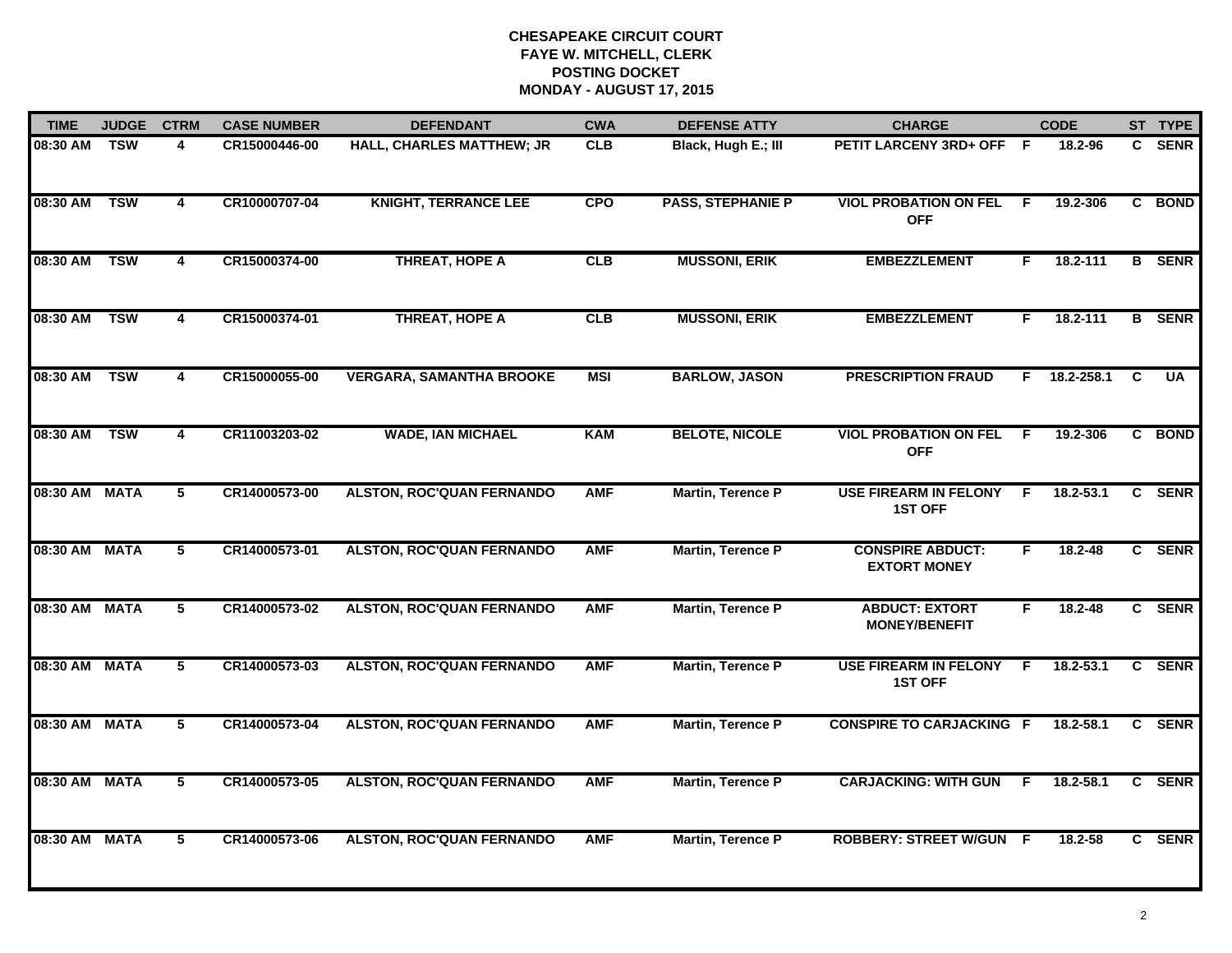**CHESAPEAKE CIRCUIT COURT**
**FAYE W. MITCHELL, CLERK**
**POSTING DOCKET**
**MONDAY - AUGUST 17, 2015**

| TIME | JUDGE | CTRM | CASE NUMBER | DEFENDANT | CWA | DEFENSE ATTY | CHARGE | | CODE | ST | TYPE |
|---|---|---|---|---|---|---|---|---|---|---|---|
| 08:30 AM | TSW | 4 | CR15000446-00 | HALL, CHARLES MATTHEW; JR | CLB | Black, Hugh E.; III | PETIT LARCENY 3RD+ OFF | F | 18.2-96 | C | SENR |
| 08:30 AM | TSW | 4 | CR10000707-04 | KNIGHT, TERRANCE LEE | CPO | PASS, STEPHANIE P | VIOL PROBATION ON FEL OFF | F | 19.2-306 | C | BOND |
| 08:30 AM | TSW | 4 | CR15000374-00 | THREAT, HOPE A | CLB | MUSSONI, ERIK | EMBEZZLEMENT | F | 18.2-111 | B | SENR |
| 08:30 AM | TSW | 4 | CR15000374-01 | THREAT, HOPE A | CLB | MUSSONI, ERIK | EMBEZZLEMENT | F | 18.2-111 | B | SENR |
| 08:30 AM | TSW | 4 | CR15000055-00 | VERGARA, SAMANTHA BROOKE | MSI | BARLOW, JASON | PRESCRIPTION FRAUD | F | 18.2-258.1 | C | UA |
| 08:30 AM | TSW | 4 | CR11003203-02 | WADE, IAN MICHAEL | KAM | BELOTE, NICOLE | VIOL PROBATION ON FEL OFF | F | 19.2-306 | C | BOND |
| 08:30 AM | MATA | 5 | CR14000573-00 | ALSTON, ROC'QUAN FERNANDO | AMF | Martin, Terence P | USE FIREARM IN FELONY 1ST OFF | F | 18.2-53.1 | C | SENR |
| 08:30 AM | MATA | 5 | CR14000573-01 | ALSTON, ROC'QUAN FERNANDO | AMF | Martin, Terence P | CONSPIRE ABDUCT: EXTORT MONEY | F | 18.2-48 | C | SENR |
| 08:30 AM | MATA | 5 | CR14000573-02 | ALSTON, ROC'QUAN FERNANDO | AMF | Martin, Terence P | ABDUCT: EXTORT MONEY/BENEFIT | F | 18.2-48 | C | SENR |
| 08:30 AM | MATA | 5 | CR14000573-03 | ALSTON, ROC'QUAN FERNANDO | AMF | Martin, Terence P | USE FIREARM IN FELONY 1ST OFF | F | 18.2-53.1 | C | SENR |
| 08:30 AM | MATA | 5 | CR14000573-04 | ALSTON, ROC'QUAN FERNANDO | AMF | Martin, Terence P | CONSPIRE TO CARJACKING | F | 18.2-58.1 | C | SENR |
| 08:30 AM | MATA | 5 | CR14000573-05 | ALSTON, ROC'QUAN FERNANDO | AMF | Martin, Terence P | CARJACKING: WITH GUN | F | 18.2-58.1 | C | SENR |
| 08:30 AM | MATA | 5 | CR14000573-06 | ALSTON, ROC'QUAN FERNANDO | AMF | Martin, Terence P | ROBBERY: STREET W/GUN | F | 18.2-58 | C | SENR |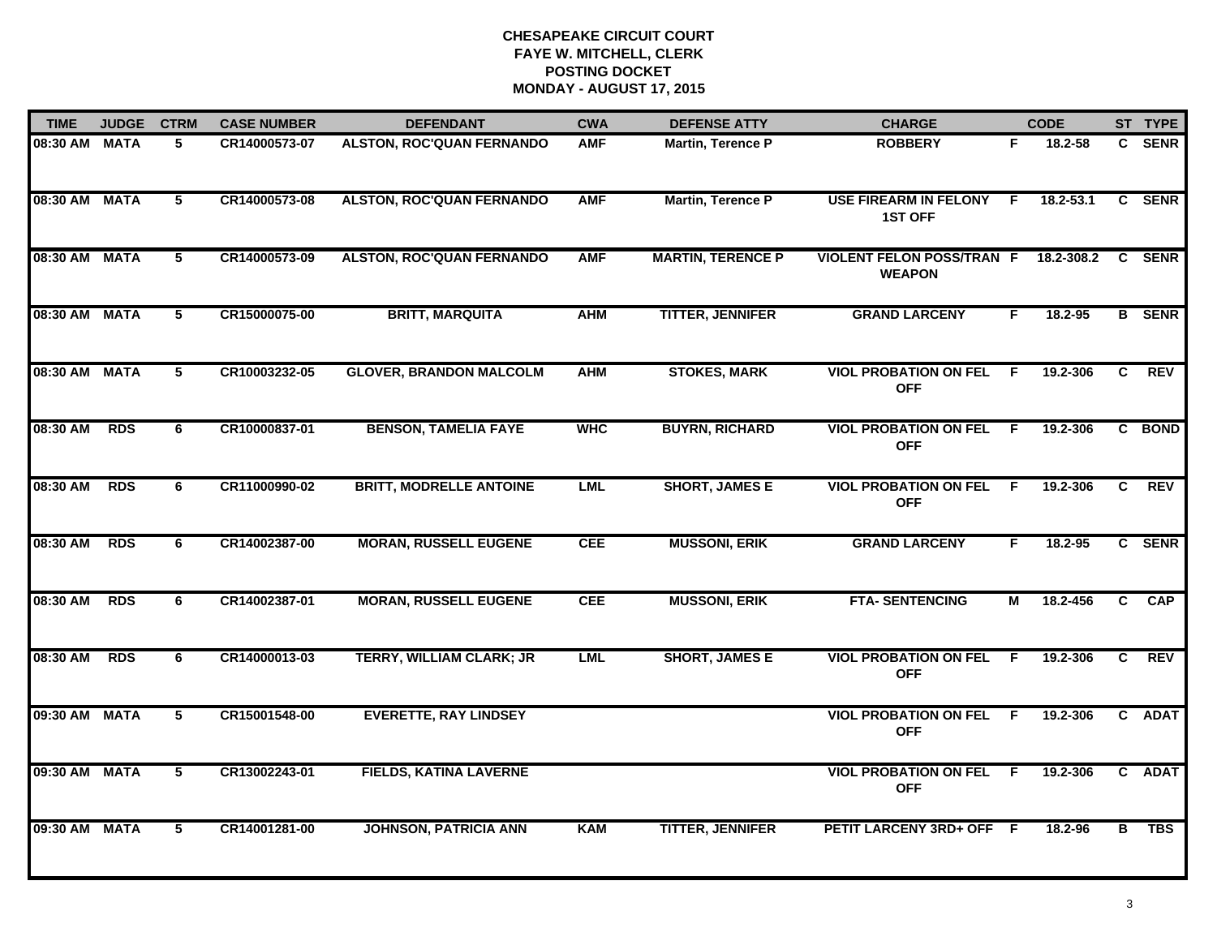# CHESAPEAKE CIRCUIT COURT
## FAYE W. MITCHELL, CLERK
## POSTING DOCKET
## MONDAY - AUGUST 17, 2015

| TIME | JUDGE | CTRM | CASE NUMBER | DEFENDANT | CWA | DEFENSE ATTY | CHARGE | | CODE | ST | TYPE |
|---|---|---|---|---|---|---|---|---|---|---|---|
| 08:30 AM | MATA | 5 | CR14000573-07 | ALSTON, ROC'QUAN FERNANDO | AMF | Martin, Terence P | ROBBERY | F | 18.2-58 | C | SENR |
| 08:30 AM | MATA | 5 | CR14000573-08 | ALSTON, ROC'QUAN FERNANDO | AMF | Martin, Terence P | USE FIREARM IN FELONY 1ST OFF | F | 18.2-53.1 | C | SENR |
| 08:30 AM | MATA | 5 | CR14000573-09 | ALSTON, ROC'QUAN FERNANDO | AMF | MARTIN, TERENCE P | VIOLENT FELON POSS/TRAN WEAPON | F | 18.2-308.2 | C | SENR |
| 08:30 AM | MATA | 5 | CR15000075-00 | BRITT, MARQUITA | AHM | TITTER, JENNIFER | GRAND LARCENY | F | 18.2-95 | B | SENR |
| 08:30 AM | MATA | 5 | CR10003232-05 | GLOVER, BRANDON MALCOLM | AHM | STOKES, MARK | VIOL PROBATION ON FEL OFF | F | 19.2-306 | C | REV |
| 08:30 AM | RDS | 6 | CR10000837-01 | BENSON, TAMELIA FAYE | WHC | BUYRN, RICHARD | VIOL PROBATION ON FEL OFF | F | 19.2-306 | C | BOND |
| 08:30 AM | RDS | 6 | CR11000990-02 | BRITT, MODRELLE ANTOINE | LML | SHORT, JAMES E | VIOL PROBATION ON FEL OFF | F | 19.2-306 | C | REV |
| 08:30 AM | RDS | 6 | CR14002387-00 | MORAN, RUSSELL EUGENE | CEE | MUSSONI, ERIK | GRAND LARCENY | F | 18.2-95 | C | SENR |
| 08:30 AM | RDS | 6 | CR14002387-01 | MORAN, RUSSELL EUGENE | CEE | MUSSONI, ERIK | FTA- SENTENCING | M | 18.2-456 | C | CAP |
| 08:30 AM | RDS | 6 | CR14000013-03 | TERRY, WILLIAM CLARK; JR | LML | SHORT, JAMES E | VIOL PROBATION ON FEL OFF | F | 19.2-306 | C | REV |
| 09:30 AM | MATA | 5 | CR15001548-00 | EVERETTE, RAY LINDSEY | | | VIOL PROBATION ON FEL OFF | F | 19.2-306 | C | ADAT |
| 09:30 AM | MATA | 5 | CR13002243-01 | FIELDS, KATINA LAVERNE | | | VIOL PROBATION ON FEL OFF | F | 19.2-306 | C | ADAT |
| 09:30 AM | MATA | 5 | CR14001281-00 | JOHNSON, PATRICIA ANN | KAM | TITTER, JENNIFER | PETIT LARCENY 3RD+ OFF | F | 18.2-96 | B | TBS |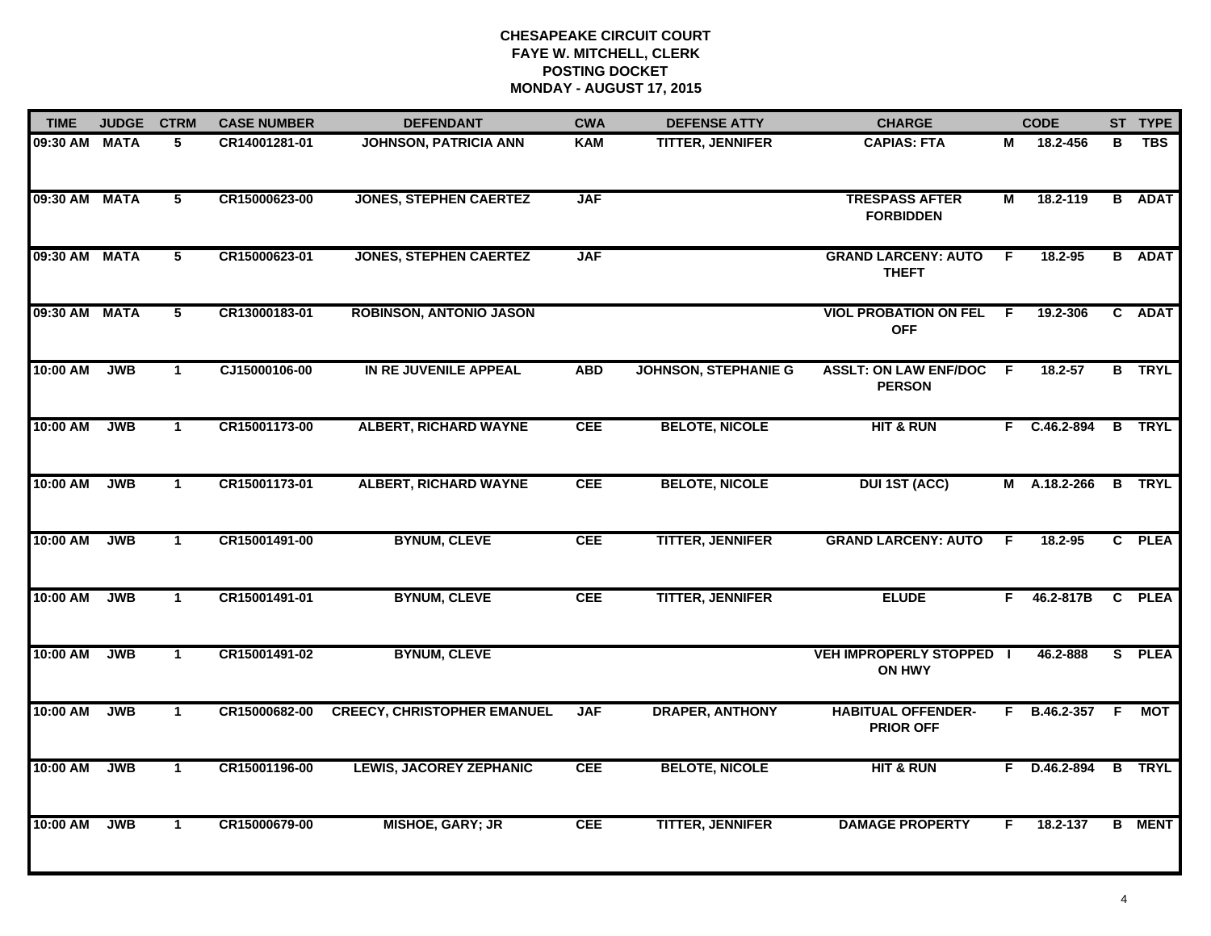**CHESAPEAKE CIRCUIT COURT**
**FAYE W. MITCHELL, CLERK**
**POSTING DOCKET**
**MONDAY - AUGUST 17, 2015**

| TIME | JUDGE | CTRM | CASE NUMBER | DEFENDANT | CWA | DEFENSE ATTY | CHARGE | | CODE | ST | TYPE |
|---|---|---|---|---|---|---|---|---|---|---|---|
| 09:30 AM | MATA | 5 | CR14001281-01 | JOHNSON, PATRICIA ANN | KAM | TITTER, JENNIFER | CAPIAS: FTA | M | 18.2-456 | B | TBS |
| 09:30 AM | MATA | 5 | CR15000623-00 | JONES, STEPHEN CAERTEZ | JAF | | TRESPASS AFTER FORBIDDEN | M | 18.2-119 | B | ADAT |
| 09:30 AM | MATA | 5 | CR15000623-01 | JONES, STEPHEN CAERTEZ | JAF | | GRAND LARCENY: AUTO THEFT | F | 18.2-95 | B | ADAT |
| 09:30 AM | MATA | 5 | CR13000183-01 | ROBINSON, ANTONIO JASON | | | VIOL PROBATION ON FEL OFF | F | 19.2-306 | C | ADAT |
| 10:00 AM | JWB | 1 | CJ15000106-00 | IN RE JUVENILE APPEAL | ABD | JOHNSON, STEPHANIE G | ASSLT: ON LAW ENF/DOC PERSON | F | 18.2-57 | B | TRYL |
| 10:00 AM | JWB | 1 | CR15001173-00 | ALBERT, RICHARD WAYNE | CEE | BELOTE, NICOLE | HIT & RUN | F | C.46.2-894 | B | TRYL |
| 10:00 AM | JWB | 1 | CR15001173-01 | ALBERT, RICHARD WAYNE | CEE | BELOTE, NICOLE | DUI 1ST (ACC) | M | A.18.2-266 | B | TRYL |
| 10:00 AM | JWB | 1 | CR15001491-00 | BYNUM, CLEVE | CEE | TITTER, JENNIFER | GRAND LARCENY: AUTO | F | 18.2-95 | C | PLEA |
| 10:00 AM | JWB | 1 | CR15001491-01 | BYNUM, CLEVE | CEE | TITTER, JENNIFER | ELUDE | F | 46.2-817B | C | PLEA |
| 10:00 AM | JWB | 1 | CR15001491-02 | BYNUM, CLEVE | | | VEH IMPROPERLY STOPPED ON HWY | I | 46.2-888 | S | PLEA |
| 10:00 AM | JWB | 1 | CR15000682-00 | CREECY, CHRISTOPHER EMANUEL | JAF | DRAPER, ANTHONY | HABITUAL OFFENDER-PRIOR OFF | F | B.46.2-357 | F | MOT |
| 10:00 AM | JWB | 1 | CR15001196-00 | LEWIS, JACOREY ZEPHANIC | CEE | BELOTE, NICOLE | HIT & RUN | F | D.46.2-894 | B | TRYL |
| 10:00 AM | JWB | 1 | CR15000679-00 | MISHOE, GARY; JR | CEE | TITTER, JENNIFER | DAMAGE PROPERTY | F | 18.2-137 | B | MENT |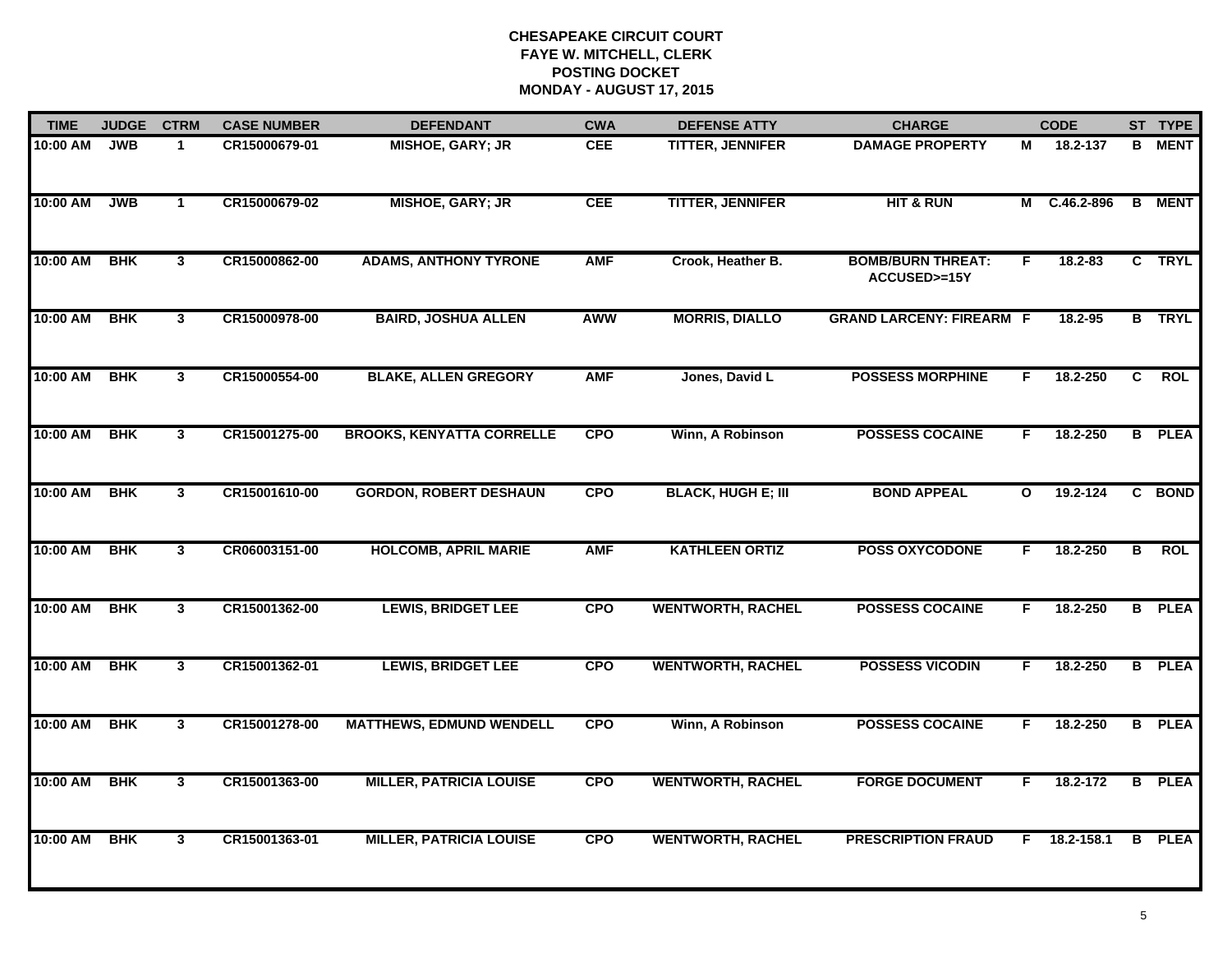**CHESAPEAKE CIRCUIT COURT**
**FAYE W. MITCHELL, CLERK**
**POSTING DOCKET**
**MONDAY - AUGUST 17, 2015**

| TIME | JUDGE | CTRM | CASE NUMBER | DEFENDANT | CWA | DEFENSE ATTY | CHARGE | | CODE | ST | TYPE |
|---|---|---|---|---|---|---|---|---|---|---|---|
| 10:00 AM | JWB | 1 | CR15000679-01 | MISHOE, GARY; JR | CEE | TITTER, JENNIFER | DAMAGE PROPERTY | M | 18.2-137 | B | MENT |
| 10:00 AM | JWB | 1 | CR15000679-02 | MISHOE, GARY; JR | CEE | TITTER, JENNIFER | HIT & RUN | M | C.46.2-896 | B | MENT |
| 10:00 AM | BHK | 3 | CR15000862-00 | ADAMS, ANTHONY TYRONE | AMF | Crook, Heather B. | BOMB/BURN THREAT: ACCUSED>=15Y | F | 18.2-83 | C | TRYL |
| 10:00 AM | BHK | 3 | CR15000978-00 | BAIRD, JOSHUA ALLEN | AWW | MORRIS, DIALLO | GRAND LARCENY: FIREARM | F | 18.2-95 | B | TRYL |
| 10:00 AM | BHK | 3 | CR15000554-00 | BLAKE, ALLEN GREGORY | AMF | Jones, David L | POSSESS MORPHINE | F | 18.2-250 | C | ROL |
| 10:00 AM | BHK | 3 | CR15001275-00 | BROOKS, KENYATTA CORRELLE | CPO | Winn, A Robinson | POSSESS COCAINE | F | 18.2-250 | B | PLEA |
| 10:00 AM | BHK | 3 | CR15001610-00 | GORDON, ROBERT DESHAUN | CPO | BLACK, HUGH E; III | BOND APPEAL | O | 19.2-124 | C | BOND |
| 10:00 AM | BHK | 3 | CR06003151-00 | HOLCOMB, APRIL MARIE | AMF | KATHLEEN ORTIZ | POSS OXYCODONE | F | 18.2-250 | B | ROL |
| 10:00 AM | BHK | 3 | CR15001362-00 | LEWIS, BRIDGET LEE | CPO | WENTWORTH, RACHEL | POSSESS COCAINE | F | 18.2-250 | B | PLEA |
| 10:00 AM | BHK | 3 | CR15001362-01 | LEWIS, BRIDGET LEE | CPO | WENTWORTH, RACHEL | POSSESS VICODIN | F | 18.2-250 | B | PLEA |
| 10:00 AM | BHK | 3 | CR15001278-00 | MATTHEWS, EDMUND WENDELL | CPO | Winn, A Robinson | POSSESS COCAINE | F | 18.2-250 | B | PLEA |
| 10:00 AM | BHK | 3 | CR15001363-00 | MILLER, PATRICIA LOUISE | CPO | WENTWORTH, RACHEL | FORGE DOCUMENT | F | 18.2-172 | B | PLEA |
| 10:00 AM | BHK | 3 | CR15001363-01 | MILLER, PATRICIA LOUISE | CPO | WENTWORTH, RACHEL | PRESCRIPTION FRAUD | F | 18.2-158.1 | B | PLEA |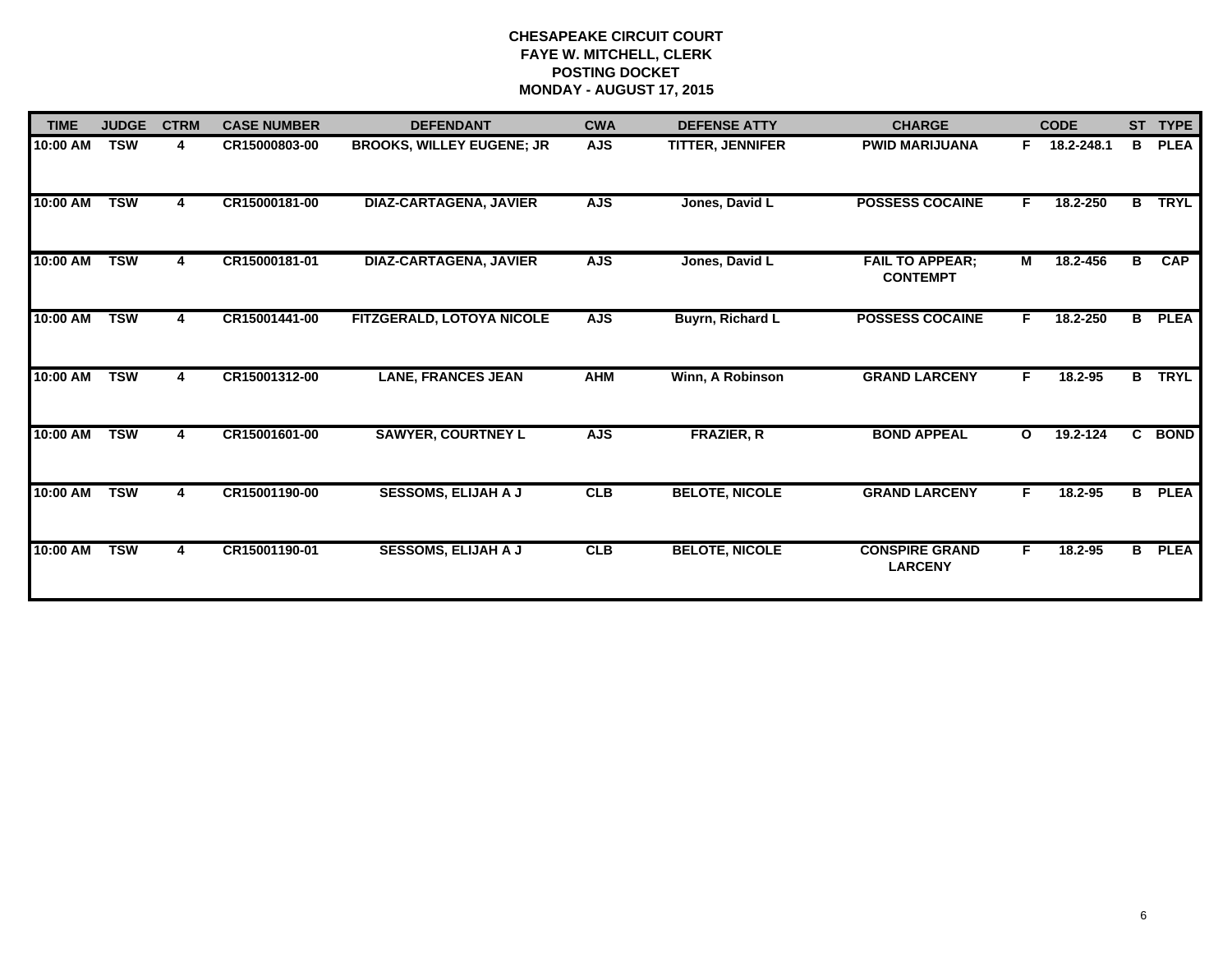**CHESAPEAKE CIRCUIT COURT**
**FAYE W. MITCHELL, CLERK**
**POSTING DOCKET**
**MONDAY - AUGUST 17, 2015**

| TIME | JUDGE | CTRM | CASE NUMBER | DEFENDANT | CWA | DEFENSE ATTY | CHARGE | | CODE | ST | TYPE |
|---|---|---|---|---|---|---|---|---|---|---|---|
| 10:00 AM | TSW | 4 | CR15000803-00 | BROOKS, WILLEY EUGENE; JR | AJS | TITTER, JENNIFER | PWID MARIJUANA | F | 18.2-248.1 | B | PLEA |
| 10:00 AM | TSW | 4 | CR15000181-00 | DIAZ-CARTAGENA, JAVIER | AJS | Jones, David L | POSSESS COCAINE | F | 18.2-250 | B | TRYL |
| 10:00 AM | TSW | 4 | CR15000181-01 | DIAZ-CARTAGENA, JAVIER | AJS | Jones, David L | FAIL TO APPEAR; CONTEMPT | M | 18.2-456 | B | CAP |
| 10:00 AM | TSW | 4 | CR15001441-00 | FITZGERALD, LOTOYA NICOLE | AJS | Buyrn, Richard L | POSSESS COCAINE | F | 18.2-250 | B | PLEA |
| 10:00 AM | TSW | 4 | CR15001312-00 | LANE, FRANCES JEAN | AHM | Winn, A Robinson | GRAND LARCENY | F | 18.2-95 | B | TRYL |
| 10:00 AM | TSW | 4 | CR15001601-00 | SAWYER, COURTNEY L | AJS | FRAZIER, R | BOND APPEAL | O | 19.2-124 | C | BOND |
| 10:00 AM | TSW | 4 | CR15001190-00 | SESSOMS, ELIJAH A J | CLB | BELOTE, NICOLE | GRAND LARCENY | F | 18.2-95 | B | PLEA |
| 10:00 AM | TSW | 4 | CR15001190-01 | SESSOMS, ELIJAH A J | CLB | BELOTE, NICOLE | CONSPIRE GRAND LARCENY | F | 18.2-95 | B | PLEA |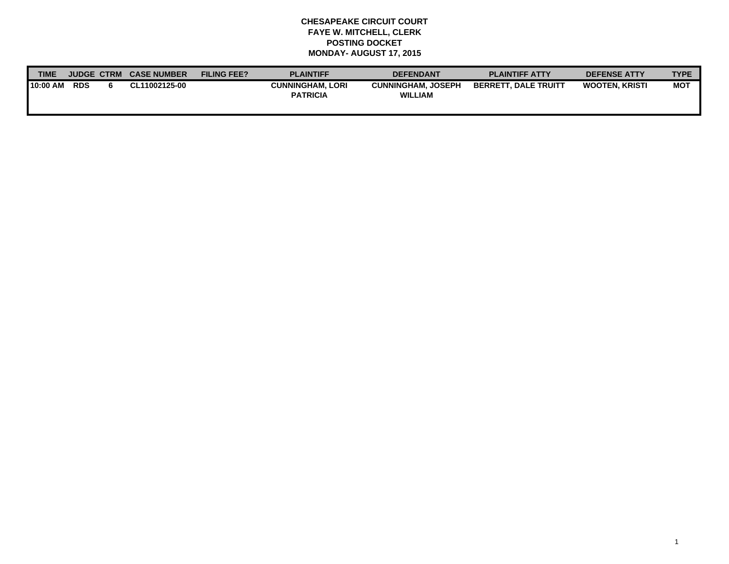**CHESAPEAKE CIRCUIT COURT**
**FAYE W. MITCHELL, CLERK**
**POSTING DOCKET**
**MONDAY- AUGUST 17, 2015**

| TIME | JUDGE | CTRM | CASE NUMBER | FILING FEE? | PLAINTIFF | DEFENDANT | PLAINTIFF ATTY | DEFENSE ATTY | TYPE |
|---|---|---|---|---|---|---|---|---|---|
| 10:00 AM | RDS | 6 | CL11002125-00 | | CUNNINGHAM, LORI PATRICIA | CUNNINGHAM, JOSEPH WILLIAM | BERRETT, DALE TRUITT | WOOTEN, KRISTI | MOT |